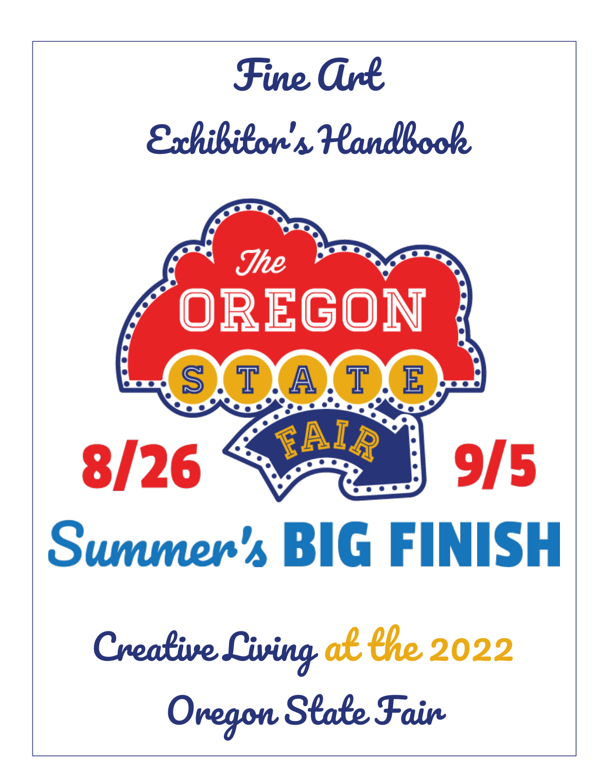# Fine Art

# Exhibitor's Handbook

The OREGON STATE FAIR

8/26 9/5

Summer's BIG FINISH

## Creative Living at the 2022

## Oregon State Fair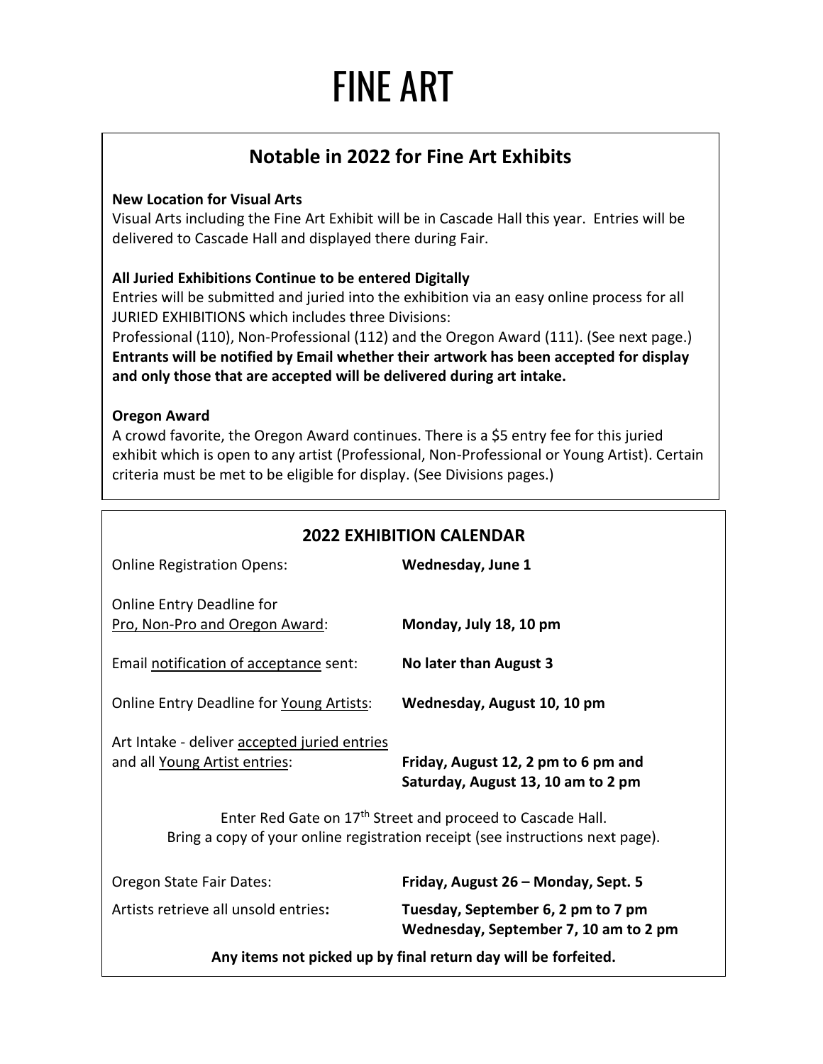# FINE ART

## Notable in 2022 for Fine Art Exhibits

**New Location for Visual Arts**
Visual Arts including the Fine Art Exhibit will be in Cascade Hall this year. Entries will be delivered to Cascade Hall and displayed there during Fair.

**All Juried Exhibitions Continue to be entered Digitally**
Entries will be submitted and juried into the exhibition via an easy online process for all JURIED EXHIBITIONS which includes three Divisions:
Professional (110), Non-Professional (112) and the Oregon Award (111). (See next page.)
**Entrants will be notified by Email whether their artwork has been accepted for display and only those that are accepted will be delivered during art intake.**

**Oregon Award**
A crowd favorite, the Oregon Award continues. There is a $5 entry fee for this juried exhibit which is open to any artist (Professional, Non-Professional or Young Artist). Certain criteria must be met to be eligible for display. (See Divisions pages.)

## 2022 EXHIBITION CALENDAR

| | |
|---|---|
| Online Registration Opens: | **Wednesday, June 1** |
| Online Entry Deadline for Pro, Non-Pro and Oregon Award: | **Monday, July 18, 10 pm** |
| Email notification of acceptance sent: | **No later than August 3** |
| Online Entry Deadline for Young Artists: | **Wednesday, August 10, 10 pm** |
| Art Intake - deliver accepted juried entries and all Young Artist entries: | **Friday, August 12, 2 pm to 6 pm and Saturday, August 13, 10 am to 2 pm** |

Enter Red Gate on 17th Street and proceed to Cascade Hall.
Bring a copy of your online registration receipt (see instructions next page).

| | |
|---|---|
| Oregon State Fair Dates: | **Friday, August 26 – Monday, Sept. 5** |
| Artists retrieve all unsold entries: | **Tuesday, September 6, 2 pm to 7 pm Wednesday, September 7, 10 am to 2 pm** |

**Any items not picked up by final return day will be forfeited.**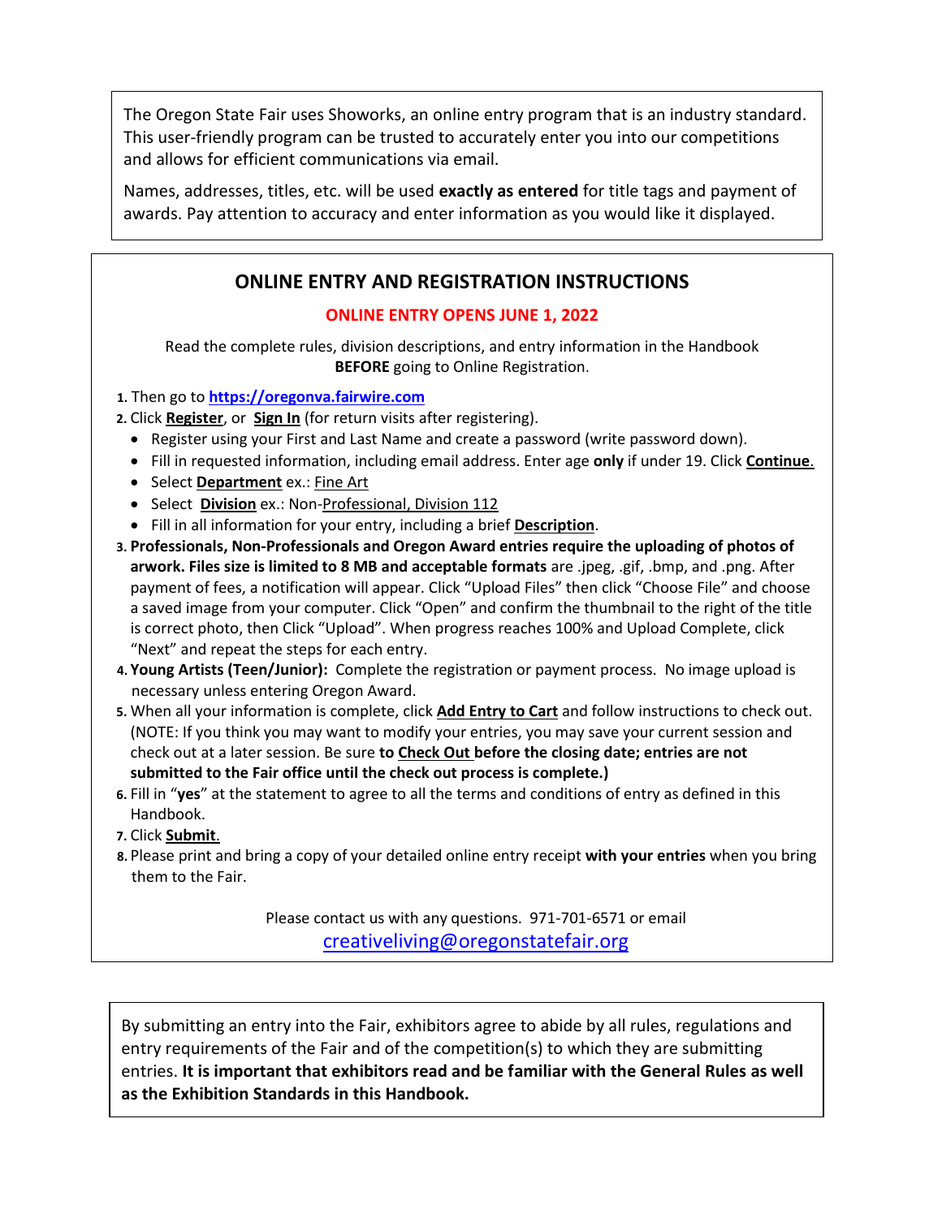The Oregon State Fair uses Showorks, an online entry program that is an industry standard. This user-friendly program can be trusted to accurately enter you into our competitions and allows for efficient communications via email.

Names, addresses, titles, etc. will be used **exactly as entered** for title tags and payment of awards. Pay attention to accuracy and enter information as you would like it displayed.

## ONLINE ENTRY AND REGISTRATION INSTRUCTIONS

**ONLINE ENTRY OPENS JUNE 1, 2022**

Read the complete rules, division descriptions, and entry information in the Handbook **BEFORE** going to Online Registration.

1. Then go to **https://oregonva.fairwire.com**
2. Click **Register**, or **Sign In** (for return visits after registering).
   - Register using your First and Last Name and create a password (write password down).
   - Fill in requested information, including email address. Enter age **only** if under 19. Click **Continue**.
   - Select **Department** ex.: Fine Art
   - Select **Division** ex.: Non-Professional, Division 112
   - Fill in all information for your entry, including a brief **Description**.
3. **Professionals, Non-Professionals and Oregon Award entries require the uploading of photos of arwork. Files size is limited to 8 MB and acceptable formats** are .jpeg, .gif, .bmp, and .png. After payment of fees, a notification will appear. Click "Upload Files" then click "Choose File" and choose a saved image from your computer. Click "Open" and confirm the thumbnail to the right of the title is correct photo, then Click "Upload". When progress reaches 100% and Upload Complete, click "Next" and repeat the steps for each entry.
4. **Young Artists (Teen/Junior):** Complete the registration or payment process. No image upload is necessary unless entering Oregon Award.
5. When all your information is complete, click **Add Entry to Cart** and follow instructions to check out. (NOTE: If you think you may want to modify your entries, you may save your current session and check out at a later session. Be sure **to Check Out before the closing date; entries are not submitted to the Fair office until the check out process is complete.)**
6. Fill in "**yes**" at the statement to agree to all the terms and conditions of entry as defined in this Handbook.
7. Click **Submit**.
8. Please print and bring a copy of your detailed online entry receipt **with your entries** when you bring them to the Fair.

Please contact us with any questions. 971-701-6571 or email creativeliving@oregonstatefair.org

By submitting an entry into the Fair, exhibitors agree to abide by all rules, regulations and entry requirements of the Fair and of the competition(s) to which they are submitting entries. **It is important that exhibitors read and be familiar with the General Rules as well as the Exhibition Standards in this Handbook.**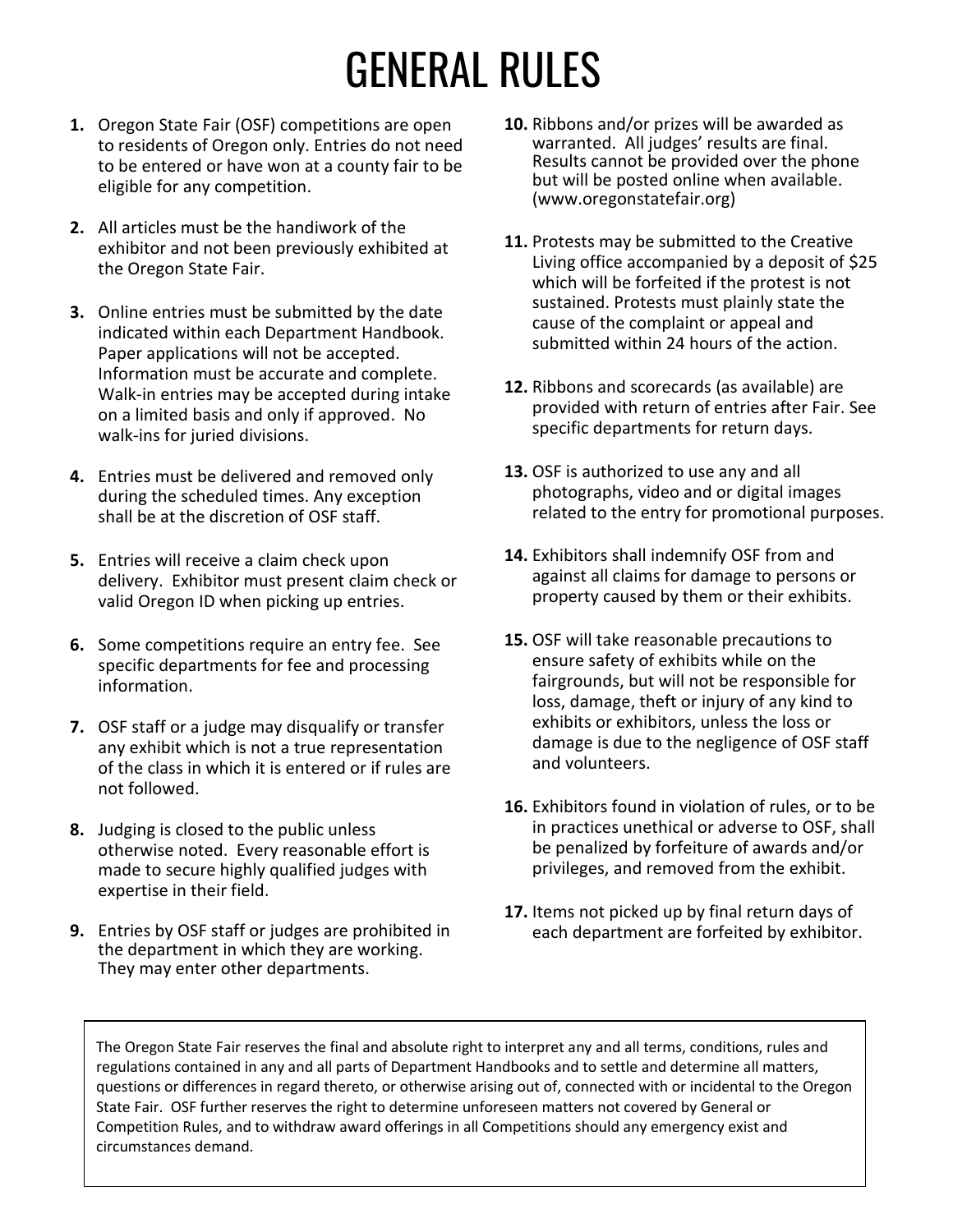# GENERAL RULES

1. Oregon State Fair (OSF) competitions are open to residents of Oregon only. Entries do not need to be entered or have won at a county fair to be eligible for any competition.

2. All articles must be the handiwork of the exhibitor and not been previously exhibited at the Oregon State Fair.

3. Online entries must be submitted by the date indicated within each Department Handbook. Paper applications will not be accepted. Information must be accurate and complete. Walk-in entries may be accepted during intake on a limited basis and only if approved. No walk-ins for juried divisions.

4. Entries must be delivered and removed only during the scheduled times. Any exception shall be at the discretion of OSF staff.

5. Entries will receive a claim check upon delivery. Exhibitor must present claim check or valid Oregon ID when picking up entries.

6. Some competitions require an entry fee. See specific departments for fee and processing information.

7. OSF staff or a judge may disqualify or transfer any exhibit which is not a true representation of the class in which it is entered or if rules are not followed.

8. Judging is closed to the public unless otherwise noted. Every reasonable effort is made to secure highly qualified judges with expertise in their field.

9. Entries by OSF staff or judges are prohibited in the department in which they are working. They may enter other departments.

10. Ribbons and/or prizes will be awarded as warranted. All judges' results are final. Results cannot be provided over the phone but will be posted online when available. (www.oregonstatefair.org)

11. Protests may be submitted to the Creative Living office accompanied by a deposit of $25 which will be forfeited if the protest is not sustained. Protests must plainly state the cause of the complaint or appeal and submitted within 24 hours of the action.

12. Ribbons and scorecards (as available) are provided with return of entries after Fair. See specific departments for return days.

13. OSF is authorized to use any and all photographs, video and or digital images related to the entry for promotional purposes.

14. Exhibitors shall indemnify OSF from and against all claims for damage to persons or property caused by them or their exhibits.

15. OSF will take reasonable precautions to ensure safety of exhibits while on the fairgrounds, but will not be responsible for loss, damage, theft or injury of any kind to exhibits or exhibitors, unless the loss or damage is due to the negligence of OSF staff and volunteers.

16. Exhibitors found in violation of rules, or to be in practices unethical or adverse to OSF, shall be penalized by forfeiture of awards and/or privileges, and removed from the exhibit.

17. Items not picked up by final return days of each department are forfeited by exhibitor.

The Oregon State Fair reserves the final and absolute right to interpret any and all terms, conditions, rules and regulations contained in any and all parts of Department Handbooks and to settle and determine all matters, questions or differences in regard thereto, or otherwise arising out of, connected with or incidental to the Oregon State Fair. OSF further reserves the right to determine unforeseen matters not covered by General or Competition Rules, and to withdraw award offerings in all Competitions should any emergency exist and circumstances demand.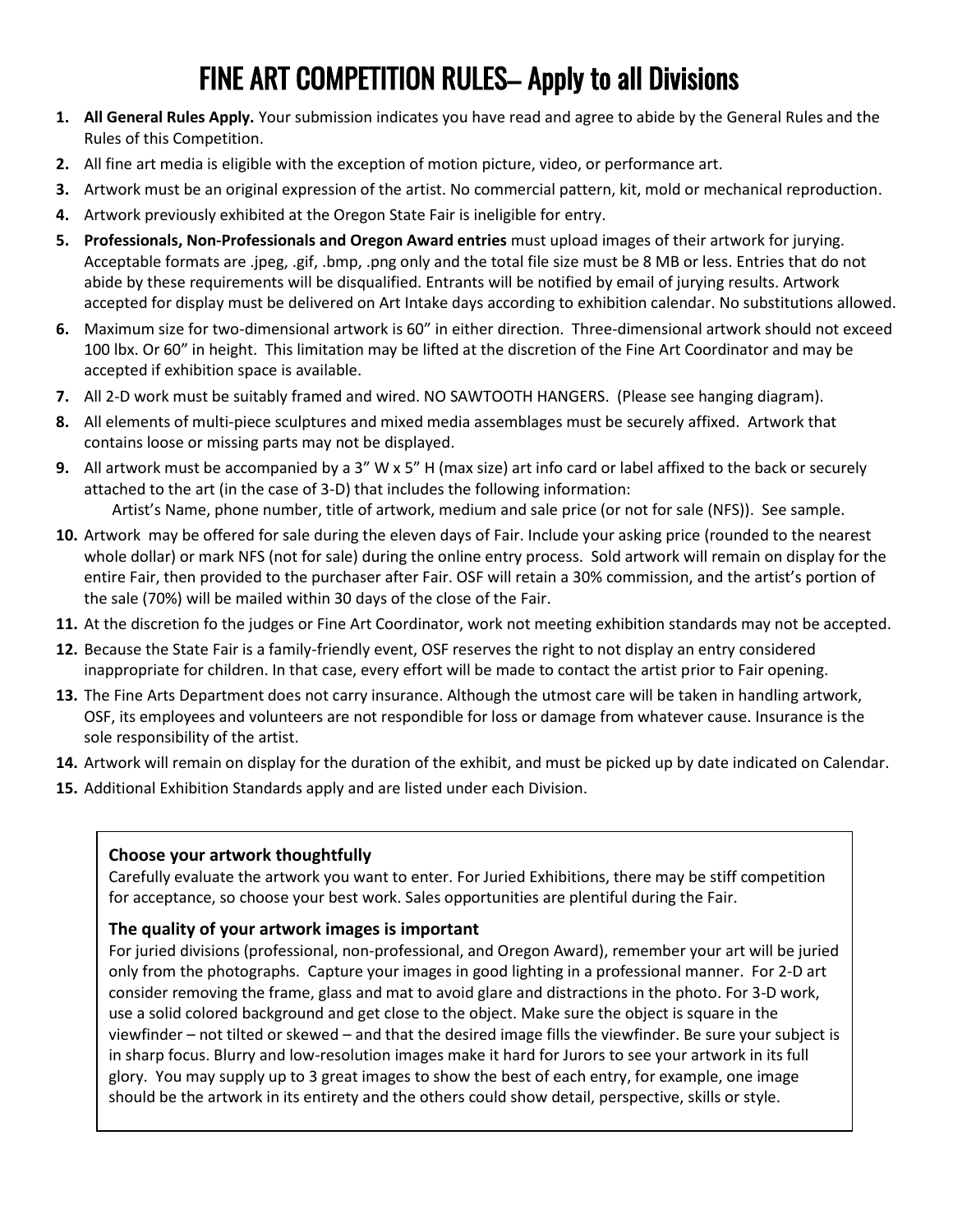# FINE ART COMPETITION RULES– Apply to all Divisions

1. **All General Rules Apply.** Your submission indicates you have read and agree to abide by the General Rules and the Rules of this Competition.
2. All fine art media is eligible with the exception of motion picture, video, or performance art.
3. Artwork must be an original expression of the artist. No commercial pattern, kit, mold or mechanical reproduction.
4. Artwork previously exhibited at the Oregon State Fair is ineligible for entry.
5. **Professionals, Non-Professionals and Oregon Award entries** must upload images of their artwork for jurying. Acceptable formats are .jpeg, .gif, .bmp, .png only and the total file size must be 8 MB or less. Entries that do not abide by these requirements will be disqualified. Entrants will be notified by email of jurying results. Artwork accepted for display must be delivered on Art Intake days according to exhibition calendar. No substitutions allowed.
6. Maximum size for two-dimensional artwork is 60" in either direction. Three-dimensional artwork should not exceed 100 lbx. Or 60" in height. This limitation may be lifted at the discretion of the Fine Art Coordinator and may be accepted if exhibition space is available.
7. All 2-D work must be suitably framed and wired. NO SAWTOOTH HANGERS. (Please see hanging diagram).
8. All elements of multi-piece sculptures and mixed media assemblages must be securely affixed. Artwork that contains loose or missing parts may not be displayed.
9. All artwork must be accompanied by a 3" W x 5" H (max size) art info card or label affixed to the back or securely attached to the art (in the case of 3-D) that includes the following information:
   Artist's Name, phone number, title of artwork, medium and sale price (or not for sale (NFS)). See sample.
10. Artwork may be offered for sale during the eleven days of Fair. Include your asking price (rounded to the nearest whole dollar) or mark NFS (not for sale) during the online entry process. Sold artwork will remain on display for the entire Fair, then provided to the purchaser after Fair. OSF will retain a 30% commission, and the artist's portion of the sale (70%) will be mailed within 30 days of the close of the Fair.
11. At the discretion fo the judges or Fine Art Coordinator, work not meeting exhibition standards may not be accepted.
12. Because the State Fair is a family-friendly event, OSF reserves the right to not display an entry considered inappropriate for children. In that case, every effort will be made to contact the artist prior to Fair opening.
13. The Fine Arts Department does not carry insurance. Although the utmost care will be taken in handling artwork, OSF, its employees and volunteers are not respondible for loss or damage from whatever cause. Insurance is the sole responsibility of the artist.
14. Artwork will remain on display for the duration of the exhibit, and must be picked up by date indicated on Calendar.
15. Additional Exhibition Standards apply and are listed under each Division.

### Choose your artwork thoughtfully

Carefully evaluate the artwork you want to enter. For Juried Exhibitions, there may be stiff competition for acceptance, so choose your best work. Sales opportunities are plentiful during the Fair.

### The quality of your artwork images is important

For juried divisions (professional, non-professional, and Oregon Award), remember your art will be juried only from the photographs. Capture your images in good lighting in a professional manner. For 2-D art consider removing the frame, glass and mat to avoid glare and distractions in the photo. For 3-D work, use a solid colored background and get close to the object. Make sure the object is square in the viewfinder – not tilted or skewed – and that the desired image fills the viewfinder. Be sure your subject is in sharp focus. Blurry and low-resolution images make it hard for Jurors to see your artwork in its full glory. You may supply up to 3 great images to show the best of each entry, for example, one image should be the artwork in its entirety and the others could show detail, perspective, skills or style.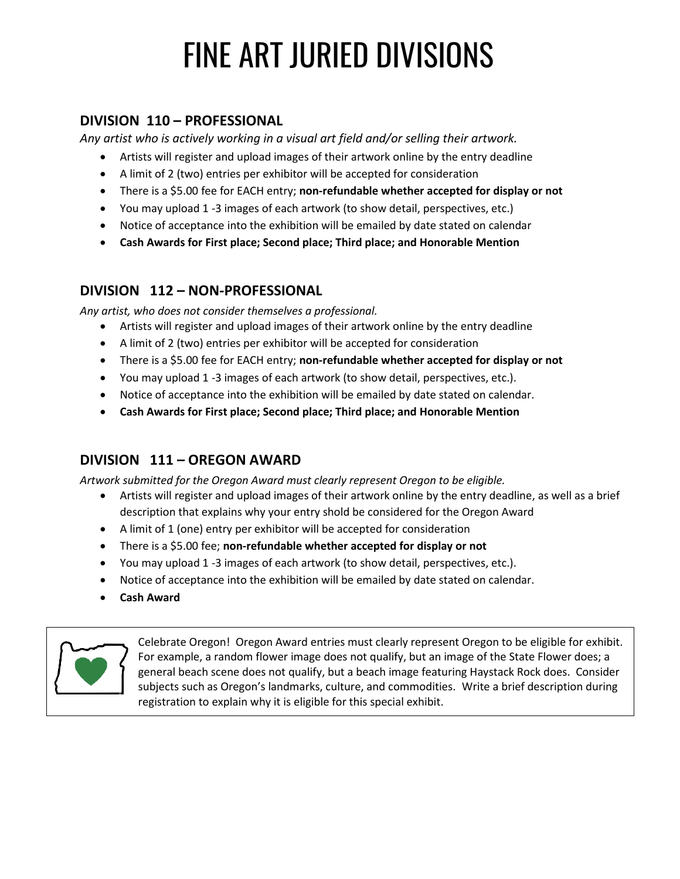# FINE ART JURIED DIVISIONS

## DIVISION 110 – PROFESSIONAL

*Any artist who is actively working in a visual art field and/or selling their artwork.*

- Artists will register and upload images of their artwork online by the entry deadline
- A limit of 2 (two) entries per exhibitor will be accepted for consideration
- There is a $5.00 fee for EACH entry; **non-refundable whether accepted for display or not**
- You may upload 1 -3 images of each artwork (to show detail, perspectives, etc.)
- Notice of acceptance into the exhibition will be emailed by date stated on calendar
- **Cash Awards for First place; Second place; Third place; and Honorable Mention**

## DIVISION 112 – NON-PROFESSIONAL

*Any artist, who does not consider themselves a professional.*

- Artists will register and upload images of their artwork online by the entry deadline
- A limit of 2 (two) entries per exhibitor will be accepted for consideration
- There is a $5.00 fee for EACH entry; **non-refundable whether accepted for display or not**
- You may upload 1 -3 images of each artwork (to show detail, perspectives, etc.).
- Notice of acceptance into the exhibition will be emailed by date stated on calendar.
- **Cash Awards for First place; Second place; Third place; and Honorable Mention**

## DIVISION 111 – OREGON AWARD

*Artwork submitted for the Oregon Award must clearly represent Oregon to be eligible.*

- Artists will register and upload images of their artwork online by the entry deadline, as well as a brief description that explains why your entry shold be considered for the Oregon Award
- A limit of 1 (one) entry per exhibitor will be accepted for consideration
- There is a $5.00 fee; **non-refundable whether accepted for display or not**
- You may upload 1 -3 images of each artwork (to show detail, perspectives, etc.).
- Notice of acceptance into the exhibition will be emailed by date stated on calendar.
- **Cash Award**

Celebrate Oregon! Oregon Award entries must clearly represent Oregon to be eligible for exhibit. For example, a random flower image does not qualify, but an image of the State Flower does; a general beach scene does not qualify, but a beach image featuring Haystack Rock does. Consider subjects such as Oregon's landmarks, culture, and commodities. Write a brief description during registration to explain why it is eligible for this special exhibit.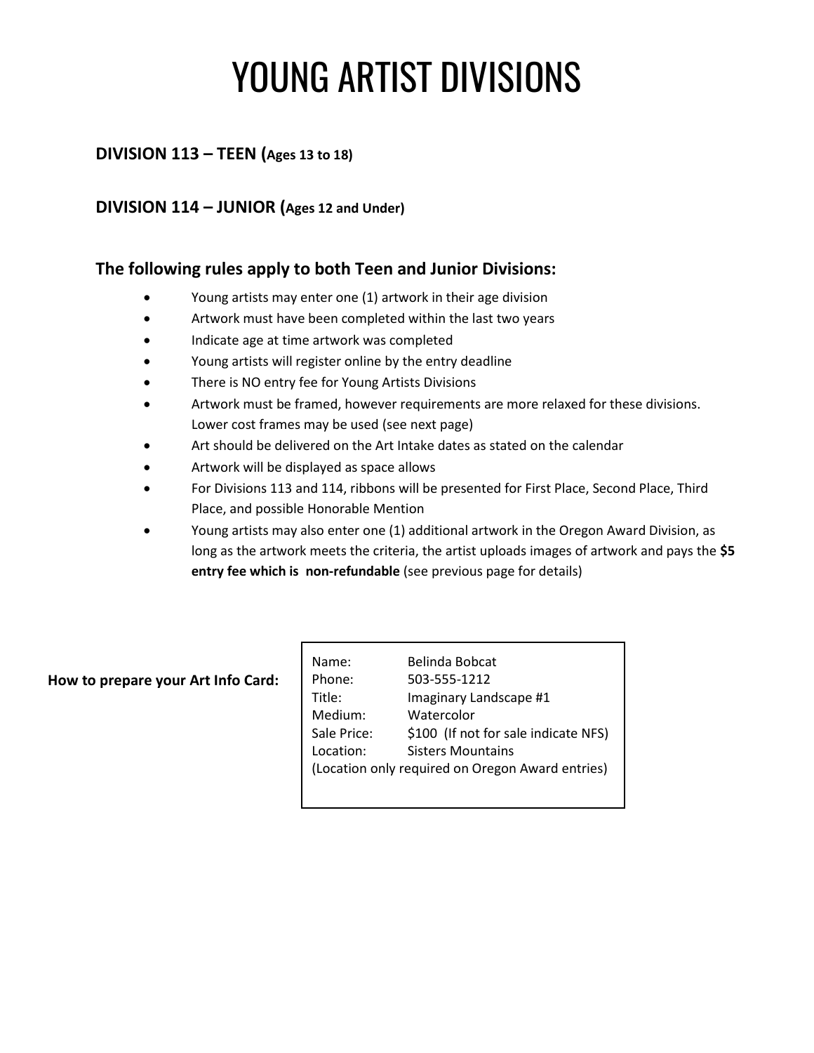# YOUNG ARTIST DIVISIONS

### DIVISION 113 – TEEN (Ages 13 to 18)

### DIVISION 114 – JUNIOR (Ages 12 and Under)

### The following rules apply to both Teen and Junior Divisions:

- Young artists may enter one (1) artwork in their age division
- Artwork must have been completed within the last two years
- Indicate age at time artwork was completed
- Young artists will register online by the entry deadline
- There is NO entry fee for Young Artists Divisions
- Artwork must be framed, however requirements are more relaxed for these divisions. Lower cost frames may be used (see next page)
- Art should be delivered on the Art Intake dates as stated on the calendar
- Artwork will be displayed as space allows
- For Divisions 113 and 114, ribbons will be presented for First Place, Second Place, Third Place, and possible Honorable Mention
- Young artists may also enter one (1) additional artwork in the Oregon Award Division, as long as the artwork meets the criteria, the artist uploads images of artwork and pays the **$5 entry fee which is non-refundable** (see previous page for details)

**How to prepare your Art Info Card:**

| | |
|---|---|
| Name: | Belinda Bobcat |
| Phone: | 503-555-1212 |
| Title: | Imaginary Landscape #1 |
| Medium: | Watercolor |
| Sale Price: | $100 (If not for sale indicate NFS) |
| Location: | Sisters Mountains |

(Location only required on Oregon Award entries)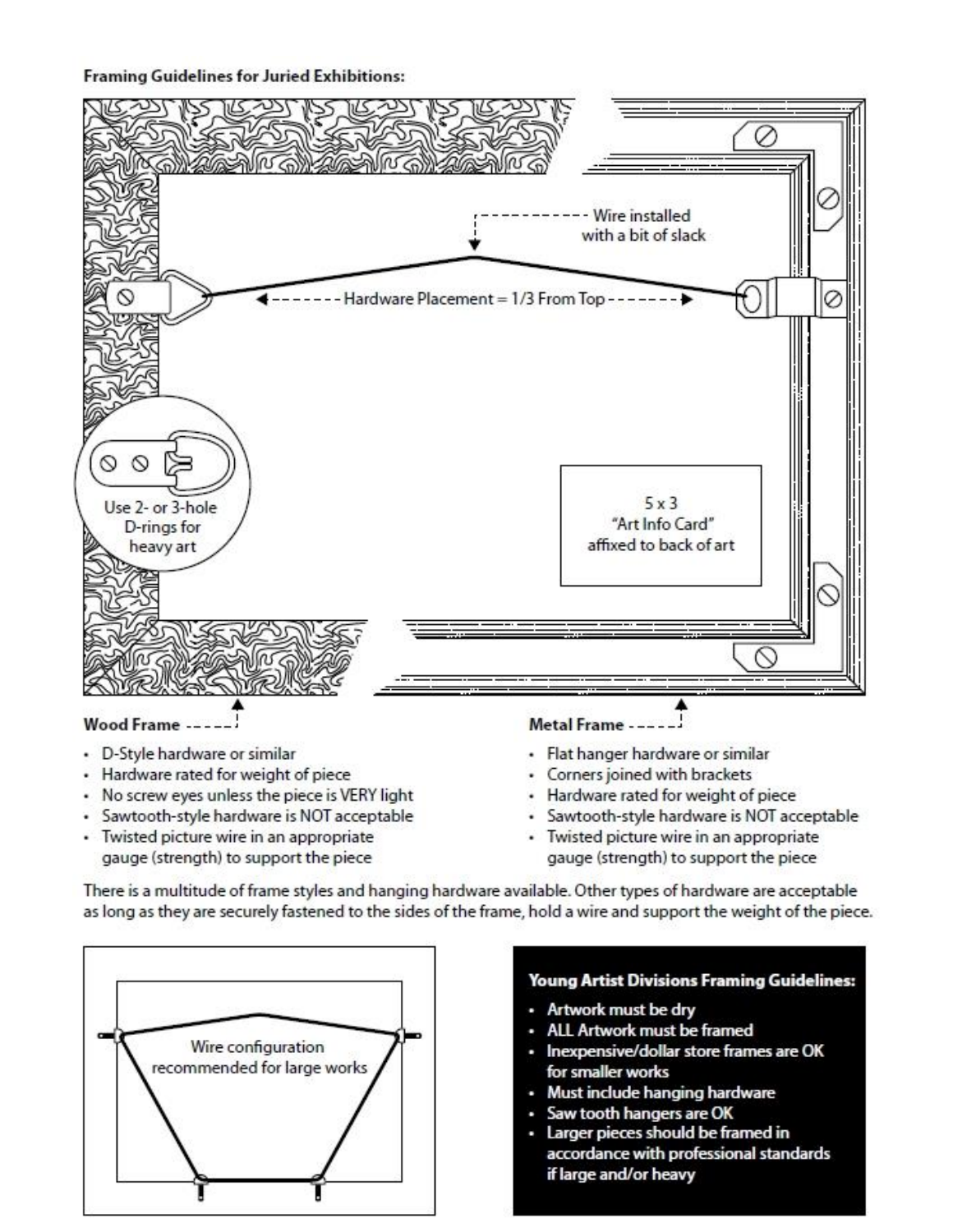**Framing Guidelines for Juried Exhibitions:**

Wire installed with a bit of slack

Hardware Placement = 1/3 From Top

Use 2- or 3-hole D-rings for heavy art

5 x 3 "Art Info Card" affixed to back of art

**Wood Frame**

- D-Style hardware or similar
- Hardware rated for weight of piece
- No screw eyes unless the piece is VERY light
- Sawtooth-style hardware is NOT acceptable
- Twisted picture wire in an appropriate gauge (strength) to support the piece

**Metal Frame**

- Flat hanger hardware or similar
- Corners joined with brackets
- Hardware rated for weight of piece
- Sawtooth-style hardware is NOT acceptable
- Twisted picture wire in an appropriate gauge (strength) to support the piece

There is a multitude of frame styles and hanging hardware available. Other types of hardware are acceptable as long as they are securely fastened to the sides of the frame, hold a wire and support the weight of the piece.

Wire configuration recommended for large works

**Young Artist Divisions Framing Guidelines:**

- Artwork must be dry
- ALL Artwork must be framed
- Inexpensive/dollar store frames are OK for smaller works
- Must include hanging hardware
- Saw tooth hangers are OK
- Larger pieces should be framed in accordance with professional standards if large and/or heavy